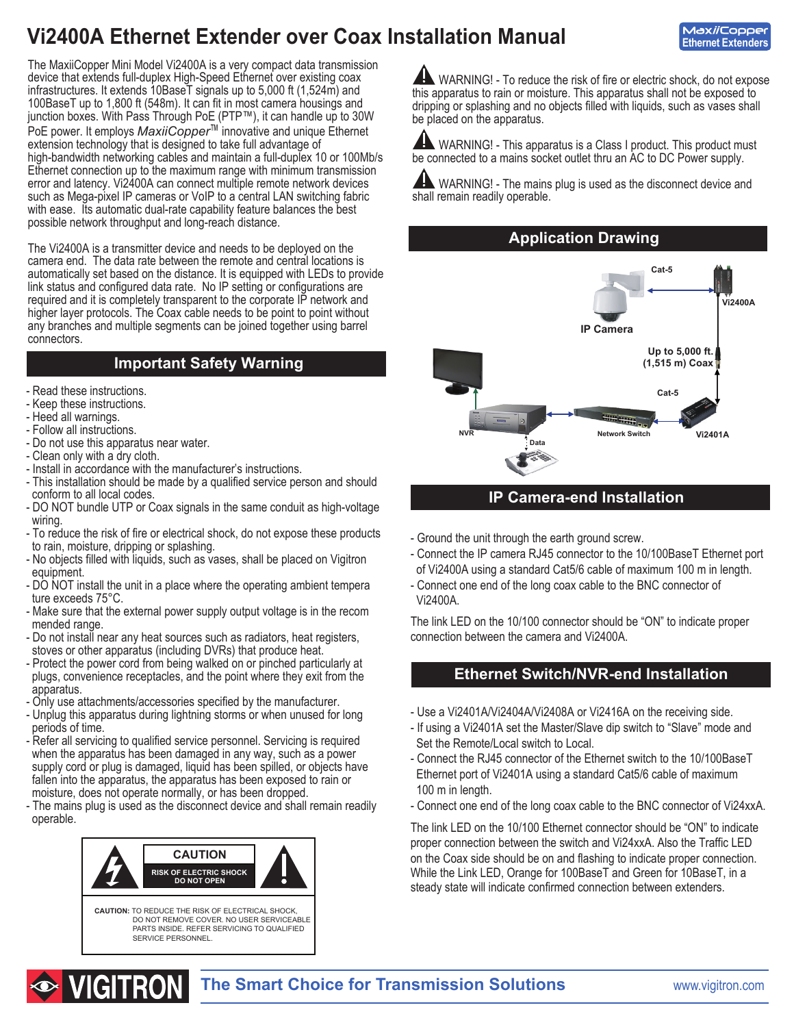# Vi2400A Ethernet Extender over Coax Installation Manual

The MaxiiCopper Mini Model Vi2400A is a very compact data transmission device that extends full-duplex High-Speed Ethernet over existing coax infrastructures. It extends 10BaseT signals up to 5,000 ft (1,524m) and 100BaseT up to 1,800 ft (548m). It can fit in most camera housings and junction boxes. With Pass Through PoE (PTP™), it can handle up to 30W PoE power. It employs *MaxiiCopper*™ innovative and unique Ethernet extension technology that is designed to take full advantage of high-bandwidth networking cables and maintain a full-duplex 10 or 100Mb/s Ethernet connection up to the maximum range with minimum transmission error and latency. Vi2400A can connect multiple remote network devices such as Mega-pixel IP cameras or VoIP to a central LAN switching fabric with ease. Its automatic dual-rate capability feature balances the best possible network throughput and long-reach distance.

The Vi2400A is a transmitter device and needs to be deployed on the camera end. The data rate between the remote and central locations is automatically set based on the distance. It is equipped with LEDs to provide link status and configured data rate. No IP setting or configurations are required and it is completely transparent to the corporate IP network and higher layer protocols. The Coax cable needs to be point to point without any branches and multiple segments can be joined together using barrel connectors.

## Important Safety Warning

- Read these instructions.
- Keep these instructions.
- Heed all warnings.
- Follow all instructions.
- Do not use this apparatus near water.
- Clean only with a dry cloth.
- Install in accordance with the manufacturer's instructions.
- This installation should be made by a qualified service person and should conform to all local codes.
- DO NOT bundle UTP or Coax signals in the same conduit as high-voltage wiring.
- To reduce the risk of fire or electrical shock, do not expose these products to rain, moisture, dripping or splashing.
- No objects filled with liquids, such as vases, shall be placed on Vigitron equipment.
- DO NOT install the unit in a place where the operating ambient temperature exceeds 75°C.
- Make sure that the external power supply output voltage is in the recommended range.
- Do not install near any heat sources such as radiators, heat registers, stoves or other apparatus (including DVRs) that produce heat.
- Protect the power cord from being walked on or pinched particularly at plugs, convenience receptacles, and the point where they exit from the apparatus.
- Only use attachments/accessories specified by the manufacturer.
- Unplug this apparatus during lightning storms or when unused for long periods of time.
- Refer all servicing to qualified service personnel. Servicing is required when the apparatus has been damaged in any way, such as a power supply cord or plug is damaged, liquid has been spilled, or objects have fallen into the apparatus, the apparatus has been exposed to rain or moisture, does not operate normally, or has been dropped.
- The mains plug is used as the disconnect device and shall remain readily operable.

**CAUTION**

**RISK OF ELECTRIC SHOCK DO NOT OPEN**

**CAUTION:** TO REDUCE THE RISK OF ELECTRICAL SHOCK, DO NOT REMOVE COVER. NO USER SERVICEABLE PARTS INSIDE. REFER SERVICING TO QUALIFIED SERVICE PERSONNEL.

⚠ WARNING! - To reduce the risk of fire or electric shock, do not expose this apparatus to rain or moisture. This apparatus shall not be exposed to dripping or splashing and no objects filled with liquids, such as vases shall be placed on the apparatus.

⚠ WARNING! - This apparatus is a Class I product. This product must be connected to a mains socket outlet thru an AC to DC Power supply.

⚠ WARNING! - The mains plug is used as the disconnect device and shall remain readily operable.

## Application Drawing

IP Camera — Cat-5 — Vi2400A — Up to 5,000 ft. (1,515 m) Coax — Vi2401A — Cat-5 — Network Switch — NVR — Data

## IP Camera-end Installation

- Ground the unit through the earth ground screw.
- Connect the IP camera RJ45 connector to the 10/100BaseT Ethernet port of Vi2400A using a standard Cat5/6 cable of maximum 100 m in length.
- Connect one end of the long coax cable to the BNC connector of Vi2400A.

The link LED on the 10/100 connector should be "ON" to indicate proper connection between the camera and Vi2400A.

## Ethernet Switch/NVR-end Installation

- Use a Vi2401A/Vi2404A/Vi2408A or Vi2416A on the receiving side.
- If using a Vi2401A set the Master/Slave dip switch to "Slave" mode and Set the Remote/Local switch to Local.
- Connect the RJ45 connector of the Ethernet switch to the 10/100BaseT Ethernet port of Vi2401A using a standard Cat5/6 cable of maximum 100 m in length.
- Connect one end of the long coax cable to the BNC connector of Vi24xxA.

The link LED on the 10/100 Ethernet connector should be "ON" to indicate proper connection between the switch and Vi24xxA. Also the Traffic LED on the Coax side should be on and flashing to indicate proper connection. While the Link LED, Orange for 100BaseT and Green for 10BaseT, in a steady state will indicate confirmed connection between extenders.

VIGITRON — The Smart Choice for Transmission Solutions — www.vigitron.com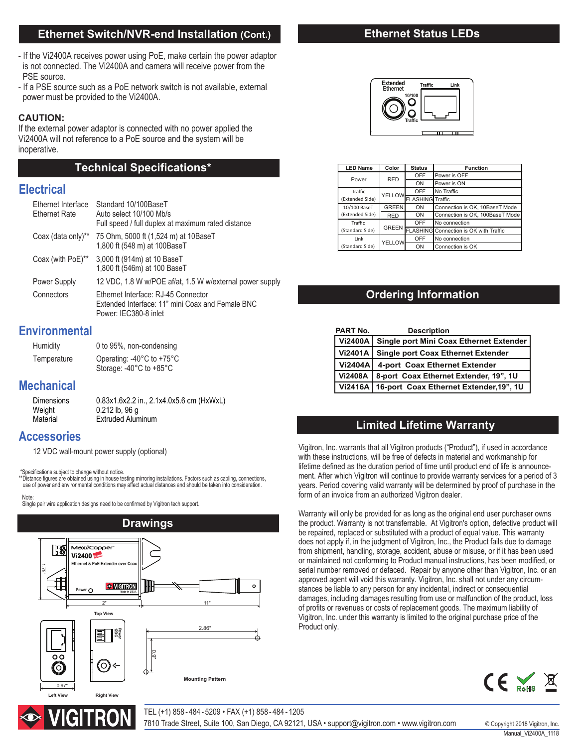## Ethernet Switch/NVR-end Installation (Cont.)

- If the Vi2400A receives power using PoE, make certain the power adaptor is not connected. The Vi2400A and camera will receive power from the PSE source.
- If a PSE source such as a PoE network switch is not available, external power must be provided to the Vi2400A.

**CAUTION:**
If the external power adaptor is connected with no power applied the Vi2400A will not reference to a PoE source and the system will be inoperative.

## Technical Specifications*

### Electrical

| | |
|---|---|
| Ethernet Interface | Standard 10/100BaseT |
| Ethernet Rate | Auto select 10/100 Mb/s<br>Full speed / full duplex at maximum rated distance |
| Coax (data only)** | 75 Ohm, 5000 ft (1,524 m) at 10BaseT<br>1,800 ft (548 m) at 100BaseT |
| Coax (with PoE)** | 3,000 ft (914m) at 10 BaseT<br>1,800 ft (546m) at 100 BaseT |
| Power Supply | 12 VDC, 1.8 W w/POE af/at, 1.5 W w/external power supply |
| Connectors | Ethernet Interface: RJ-45 Connector<br>Extended Interface: 11" mini Coax and Female BNC<br>Power: IEC380-8 inlet |

### Environmental

| | |
|---|---|
| Humidity | 0 to 95%, non-condensing |
| Temperature | Operating: -40°C to +75°C<br>Storage: -40°C to +85°C |

### Mechanical

| | |
|---|---|
| Dimensions | 0.83x1.6x2.2 in., 2.1x4.0x5.6 cm (HxWxL) |
| Weight | 0.212 lb, 96 g |
| Material | Extruded Aluminum |

### Accessories

12 VDC wall-mount power supply (optional)

*Specifications subject to change without notice.
**Distance figures are obtained using in house testing mirroring installations. Factors such as cabling, connections, use of power and environmental conditions may affect actual distances and should be taken into consideration.

Note:
Single pair wire application designs need to be confirmed by Vigitron tech support.

## Drawings

MaxiiCopper
Vi2400 Mini
Ethernet & PoE Extender over Coax
Power
VIGITRON
Made in U.S.A.
1.75"
2"
11"
Top View
2.86"
0.9"
Mounting Pattern
0.97"
Left View
Right View
Power 12DC

## Ethernet Status LEDs

Extended Ethernet
Traffic
Link
10/100
Traffic

| LED Name | Color | Status | Function |
|---|---|---|---|
| Power | RED | OFF | Power is OFF |
| | | ON | Power is ON |
| Traffic (Extended Side) | YELLOW | OFF | No Traffic |
| | | FLASHING | Traffic |
| 10/100 BaseT (Extended Side) | GREEN | ON | Connection is OK, 10BaseT Mode |
| | RED | ON | Connection is OK, 100BaseT Mode |
| Traffic (Standard Side) | GREEN | OFF | No connection |
| | | FLASHING | Connection is OK with Traffic |
| Link (Standard Side) | YELLOW | OFF | No connection |
| | | ON | Connection is OK |

## Ordering Information

| PART No. | Description |
|---|---|
| Vi2400A | Single port Mini Coax Ethernet Extender |
| Vi2401A | Single port Coax Ethernet Extender |
| Vi2404A | 4-port Coax Ethernet Extender |
| Vi2408A | 8-port Coax Ethernet Extender, 19", 1U |
| Vi2416A | 16-port Coax Ethernet Extender,19", 1U |

## Limited Lifetime Warranty

Vigitron, Inc. warrants that all Vigitron products ("Product"), if used in accordance with these instructions, will be free of defects in material and workmanship for lifetime defined as the duration period of time until product end of life is announcement. After which Vigitron will continue to provide warranty services for a period of 3 years. Period covering valid warranty will be determined by proof of purchase in the form of an invoice from an authorized Vigitron dealer.

Warranty will only be provided for as long as the original end user purchaser owns the product. Warranty is not transferrable. At Vigitron's option, defective product will be repaired, replaced or substituted with a product of equal value. This warranty does not apply if, in the judgment of Vigitron, Inc., the Product fails due to damage from shipment, handling, storage, accident, abuse or misuse, or if it has been used or maintained not conforming to Product manual instructions, has been modified, or serial number removed or defaced. Repair by anyone other than Vigitron, Inc. or an approved agent will void this warranty. Vigitron, Inc. shall not under any circumstances be liable to any person for any incidental, indirect or consequential damages, including damages resulting from use or malfunction of the product, loss of profits or revenues or costs of replacement goods. The maximum liability of Vigitron, Inc. under this warranty is limited to the original purchase price of the Product only.

VIGITRON

TEL (+1) 858 - 484 - 5209 • FAX (+1) 858 - 484 - 1205
7810 Trade Street, Suite 100, San Diego, CA 92121, USA • support@vigitron.com • www.vigitron.com

© Copyright 2018 Vigitron, Inc.
Manual_Vi2400A_1118